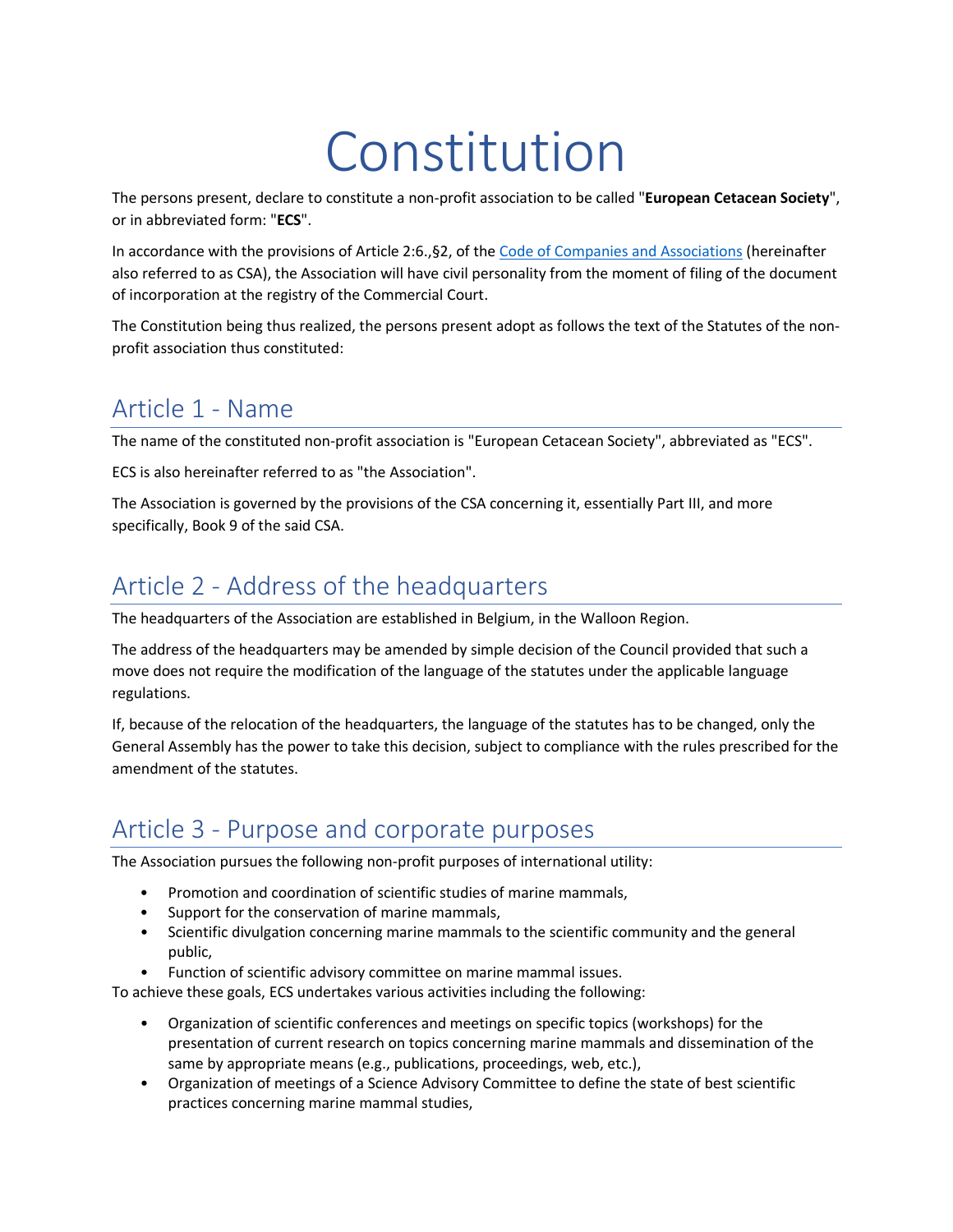# Constitution

The persons present, declare to constitute a non-profit association to be called "**European Cetacean Society**", or in abbreviated form: "**ECS**".

In accordance with the provisions of Article 2:6.,§2, of the Code of Companies and Associations (hereinafter also referred to as CSA), the Association will have civil personality from the moment of filing of the document of incorporation at the registry of the Commercial Court.

The Constitution being thus realized, the persons present adopt as follows the text of the Statutes of the non-profit association thus constituted:

## Article 1 - Name

The name of the constituted non-profit association is "European Cetacean Society", abbreviated as "ECS".

ECS is also hereinafter referred to as "the Association".

The Association is governed by the provisions of the CSA concerning it, essentially Part III, and more specifically, Book 9 of the said CSA.

## Article 2 - Address of the headquarters

The headquarters of the Association are established in Belgium, in the Walloon Region.

The address of the headquarters may be amended by simple decision of the Council provided that such a move does not require the modification of the language of the statutes under the applicable language regulations.

If, because of the relocation of the headquarters, the language of the statutes has to be changed, only the General Assembly has the power to take this decision, subject to compliance with the rules prescribed for the amendment of the statutes.

## Article 3 - Purpose and corporate purposes

The Association pursues the following non-profit purposes of international utility:

- Promotion and coordination of scientific studies of marine mammals,
- Support for the conservation of marine mammals,
- Scientific divulgation concerning marine mammals to the scientific community and the general public,
- Function of scientific advisory committee on marine mammal issues.

To achieve these goals, ECS undertakes various activities including the following:

- Organization of scientific conferences and meetings on specific topics (workshops) for the presentation of current research on topics concerning marine mammals and dissemination of the same by appropriate means (e.g., publications, proceedings, web, etc.),
- Organization of meetings of a Science Advisory Committee to define the state of best scientific practices concerning marine mammal studies,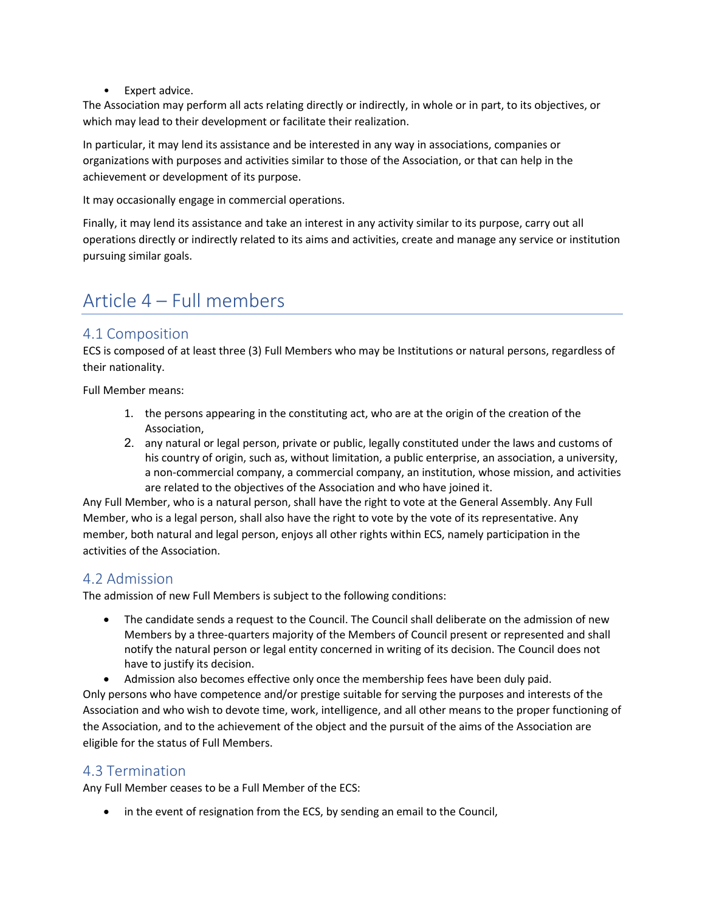- Expert advice.

The Association may perform all acts relating directly or indirectly, in whole or in part, to its objectives, or which may lead to their development or facilitate their realization.

In particular, it may lend its assistance and be interested in any way in associations, companies or organizations with purposes and activities similar to those of the Association, or that can help in the achievement or development of its purpose.

It may occasionally engage in commercial operations.

Finally, it may lend its assistance and take an interest in any activity similar to its purpose, carry out all operations directly or indirectly related to its aims and activities, create and manage any service or institution pursuing similar goals.

# Article 4 – Full members

## 4.1 Composition

ECS is composed of at least three (3) Full Members who may be Institutions or natural persons, regardless of their nationality.

Full Member means:

1. the persons appearing in the constituting act, who are at the origin of the creation of the Association,
2. any natural or legal person, private or public, legally constituted under the laws and customs of his country of origin, such as, without limitation, a public enterprise, an association, a university, a non-commercial company, a commercial company, an institution, whose mission, and activities are related to the objectives of the Association and who have joined it.

Any Full Member, who is a natural person, shall have the right to vote at the General Assembly. Any Full Member, who is a legal person, shall also have the right to vote by the vote of its representative. Any member, both natural and legal person, enjoys all other rights within ECS, namely participation in the activities of the Association.

## 4.2 Admission

The admission of new Full Members is subject to the following conditions:

- The candidate sends a request to the Council. The Council shall deliberate on the admission of new Members by a three-quarters majority of the Members of Council present or represented and shall notify the natural person or legal entity concerned in writing of its decision. The Council does not have to justify its decision.
- Admission also becomes effective only once the membership fees have been duly paid.

Only persons who have competence and/or prestige suitable for serving the purposes and interests of the Association and who wish to devote time, work, intelligence, and all other means to the proper functioning of the Association, and to the achievement of the object and the pursuit of the aims of the Association are eligible for the status of Full Members.

## 4.3 Termination

Any Full Member ceases to be a Full Member of the ECS:

- in the event of resignation from the ECS, by sending an email to the Council,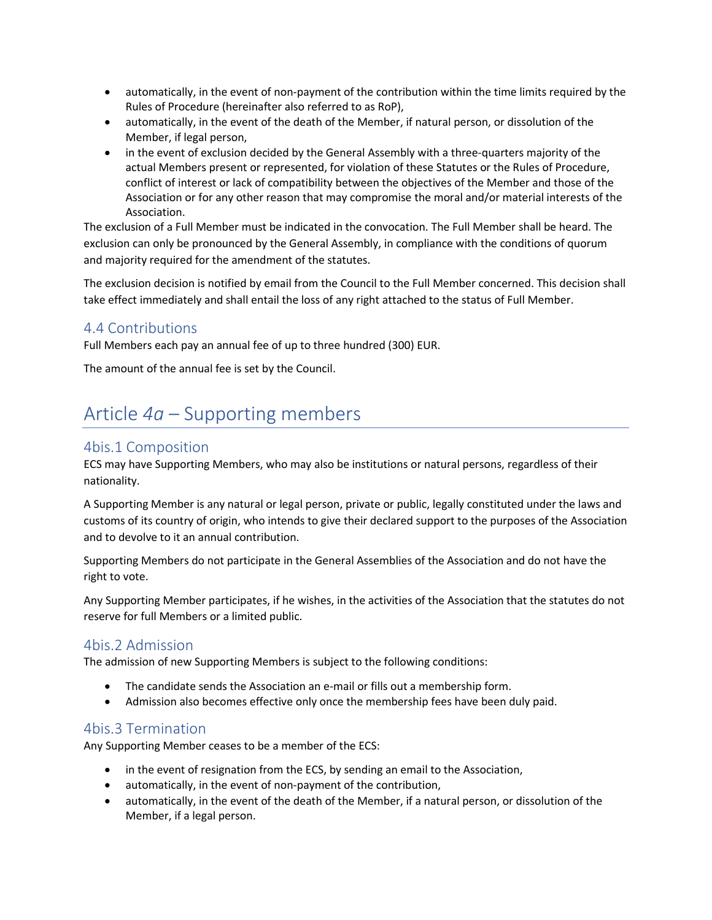- automatically, in the event of non-payment of the contribution within the time limits required by the Rules of Procedure (hereinafter also referred to as RoP),
- automatically, in the event of the death of the Member, if natural person, or dissolution of the Member, if legal person,
- in the event of exclusion decided by the General Assembly with a three-quarters majority of the actual Members present or represented, for violation of these Statutes or the Rules of Procedure, conflict of interest or lack of compatibility between the objectives of the Member and those of the Association or for any other reason that may compromise the moral and/or material interests of the Association.

The exclusion of a Full Member must be indicated in the convocation. The Full Member shall be heard. The exclusion can only be pronounced by the General Assembly, in compliance with the conditions of quorum and majority required for the amendment of the statutes.

The exclusion decision is notified by email from the Council to the Full Member concerned. This decision shall take effect immediately and shall entail the loss of any right attached to the status of Full Member.

### 4.4 Contributions

Full Members each pay an annual fee of up to three hundred (300) EUR.

The amount of the annual fee is set by the Council.

## Article *4a* – Supporting members

### 4bis.1 Composition

ECS may have Supporting Members, who may also be institutions or natural persons, regardless of their nationality.

A Supporting Member is any natural or legal person, private or public, legally constituted under the laws and customs of its country of origin, who intends to give their declared support to the purposes of the Association and to devolve to it an annual contribution.

Supporting Members do not participate in the General Assemblies of the Association and do not have the right to vote.

Any Supporting Member participates, if he wishes, in the activities of the Association that the statutes do not reserve for full Members or a limited public.

### 4bis.2 Admission

The admission of new Supporting Members is subject to the following conditions:

- The candidate sends the Association an e-mail or fills out a membership form.
- Admission also becomes effective only once the membership fees have been duly paid.

### 4bis.3 Termination

Any Supporting Member ceases to be a member of the ECS:

- in the event of resignation from the ECS, by sending an email to the Association,
- automatically, in the event of non-payment of the contribution,
- automatically, in the event of the death of the Member, if a natural person, or dissolution of the Member, if a legal person.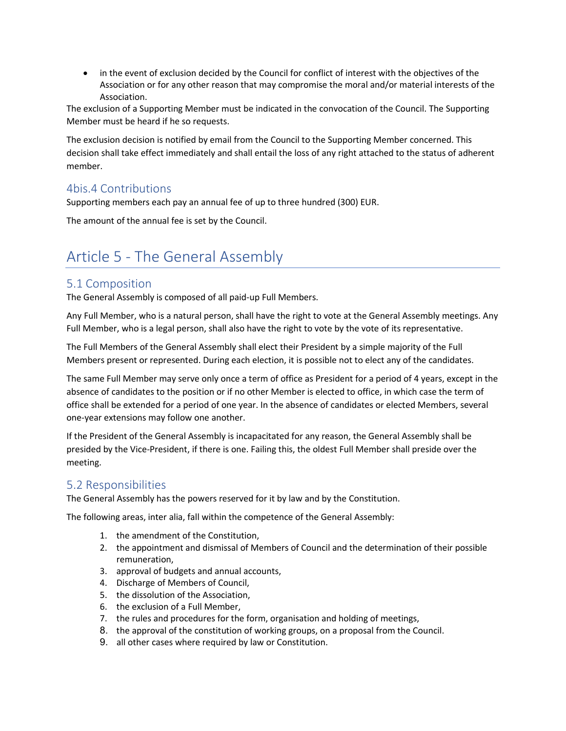- in the event of exclusion decided by the Council for conflict of interest with the objectives of the Association or for any other reason that may compromise the moral and/or material interests of the Association.

The exclusion of a Supporting Member must be indicated in the convocation of the Council. The Supporting Member must be heard if he so requests.

The exclusion decision is notified by email from the Council to the Supporting Member concerned. This decision shall take effect immediately and shall entail the loss of any right attached to the status of adherent member.

### 4bis.4 Contributions

Supporting members each pay an annual fee of up to three hundred (300) EUR.

The amount of the annual fee is set by the Council.

## Article 5 - The General Assembly

### 5.1 Composition

The General Assembly is composed of all paid-up Full Members.

Any Full Member, who is a natural person, shall have the right to vote at the General Assembly meetings. Any Full Member, who is a legal person, shall also have the right to vote by the vote of its representative.

The Full Members of the General Assembly shall elect their President by a simple majority of the Full Members present or represented. During each election, it is possible not to elect any of the candidates.

The same Full Member may serve only once a term of office as President for a period of 4 years, except in the absence of candidates to the position or if no other Member is elected to office, in which case the term of office shall be extended for a period of one year. In the absence of candidates or elected Members, several one-year extensions may follow one another.

If the President of the General Assembly is incapacitated for any reason, the General Assembly shall be presided by the Vice-President, if there is one. Failing this, the oldest Full Member shall preside over the meeting.

### 5.2 Responsibilities

The General Assembly has the powers reserved for it by law and by the Constitution.

The following areas, inter alia, fall within the competence of the General Assembly:

1. the amendment of the Constitution,
2. the appointment and dismissal of Members of Council and the determination of their possible remuneration,
3. approval of budgets and annual accounts,
4. Discharge of Members of Council,
5. the dissolution of the Association,
6. the exclusion of a Full Member,
7. the rules and procedures for the form, organisation and holding of meetings,
8. the approval of the constitution of working groups, on a proposal from the Council.
9. all other cases where required by law or Constitution.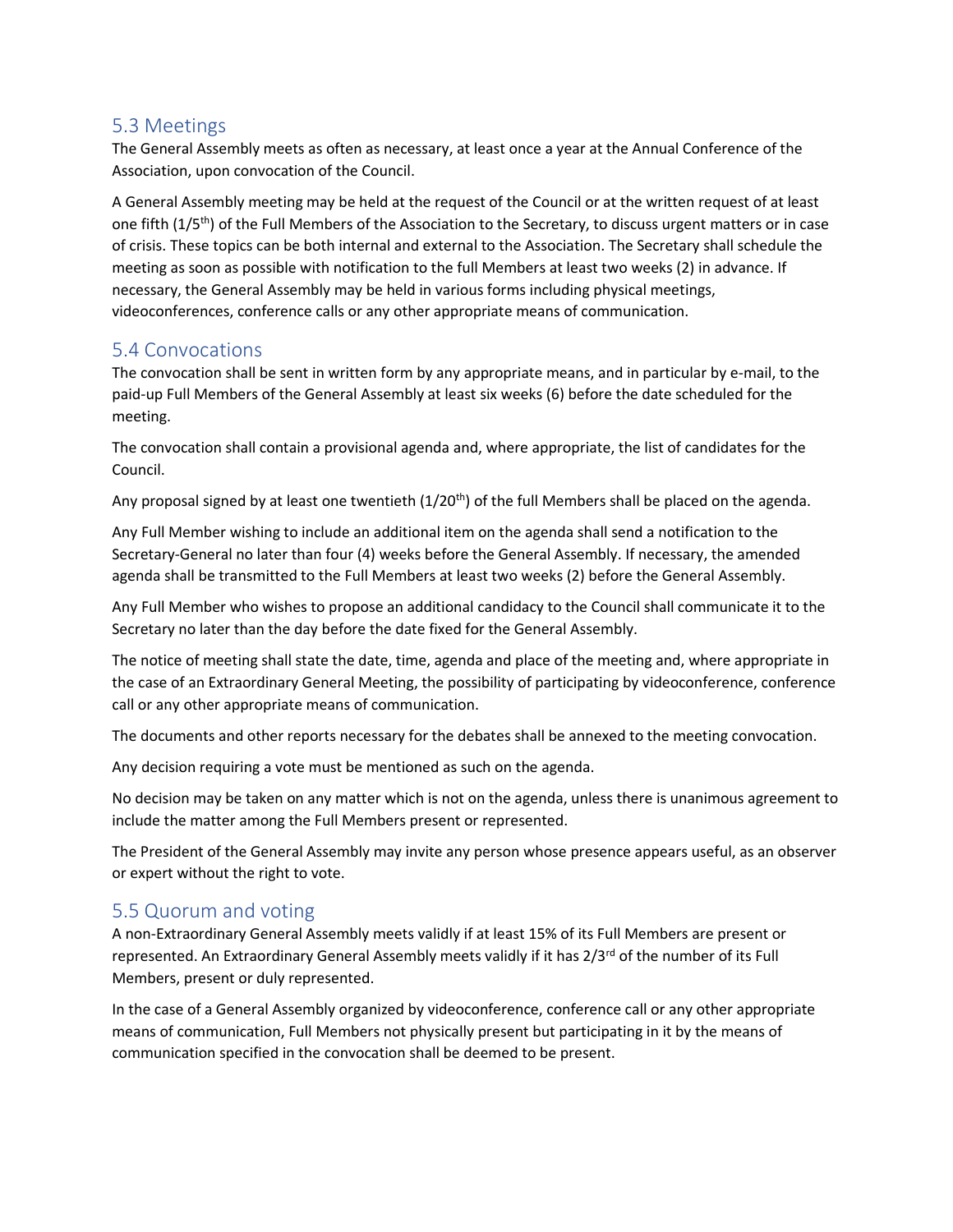## 5.3 Meetings

The General Assembly meets as often as necessary, at least once a year at the Annual Conference of the Association, upon convocation of the Council.

A General Assembly meeting may be held at the request of the Council or at the written request of at least one fifth (1/5th) of the Full Members of the Association to the Secretary, to discuss urgent matters or in case of crisis. These topics can be both internal and external to the Association. The Secretary shall schedule the meeting as soon as possible with notification to the full Members at least two weeks (2) in advance. If necessary, the General Assembly may be held in various forms including physical meetings, videoconferences, conference calls or any other appropriate means of communication.

## 5.4 Convocations

The convocation shall be sent in written form by any appropriate means, and in particular by e-mail, to the paid-up Full Members of the General Assembly at least six weeks (6) before the date scheduled for the meeting.

The convocation shall contain a provisional agenda and, where appropriate, the list of candidates for the Council.

Any proposal signed by at least one twentieth (1/20th) of the full Members shall be placed on the agenda.

Any Full Member wishing to include an additional item on the agenda shall send a notification to the Secretary-General no later than four (4) weeks before the General Assembly. If necessary, the amended agenda shall be transmitted to the Full Members at least two weeks (2) before the General Assembly.

Any Full Member who wishes to propose an additional candidacy to the Council shall communicate it to the Secretary no later than the day before the date fixed for the General Assembly.

The notice of meeting shall state the date, time, agenda and place of the meeting and, where appropriate in the case of an Extraordinary General Meeting, the possibility of participating by videoconference, conference call or any other appropriate means of communication.

The documents and other reports necessary for the debates shall be annexed to the meeting convocation.

Any decision requiring a vote must be mentioned as such on the agenda.

No decision may be taken on any matter which is not on the agenda, unless there is unanimous agreement to include the matter among the Full Members present or represented.

The President of the General Assembly may invite any person whose presence appears useful, as an observer or expert without the right to vote.

## 5.5 Quorum and voting

A non-Extraordinary General Assembly meets validly if at least 15% of its Full Members are present or represented. An Extraordinary General Assembly meets validly if it has 2/3rd of the number of its Full Members, present or duly represented.

In the case of a General Assembly organized by videoconference, conference call or any other appropriate means of communication, Full Members not physically present but participating in it by the means of communication specified in the convocation shall be deemed to be present.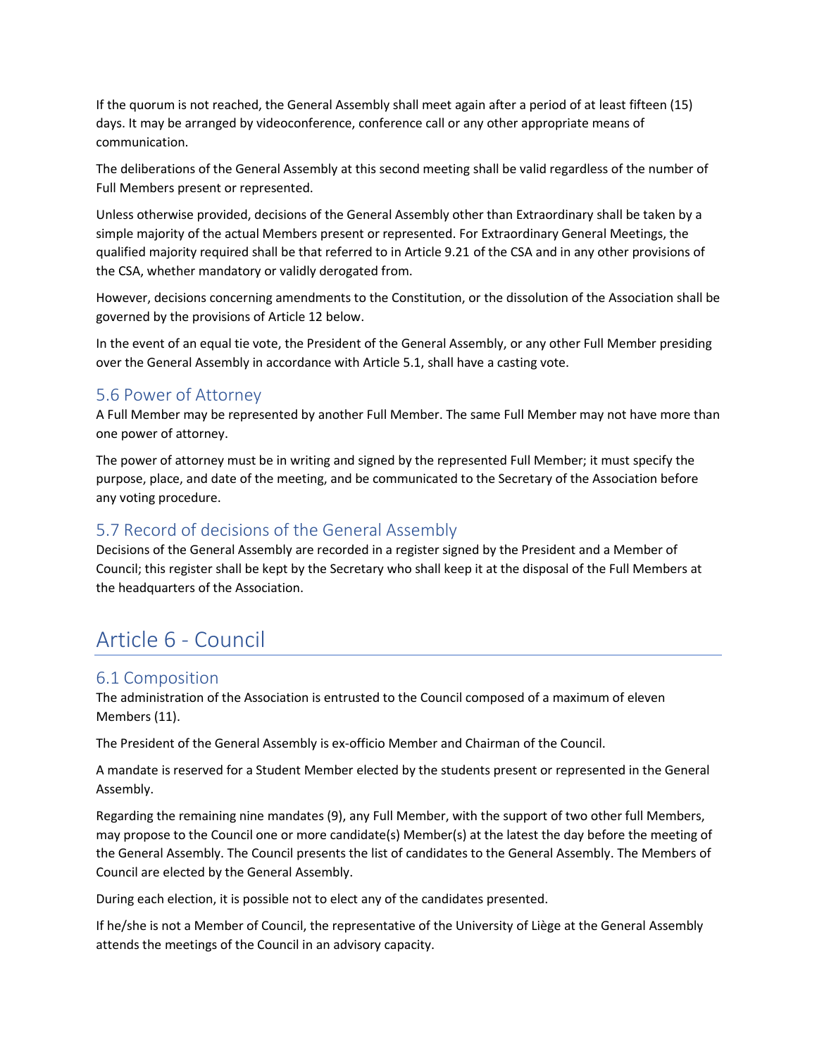If the quorum is not reached, the General Assembly shall meet again after a period of at least fifteen (15) days. It may be arranged by videoconference, conference call or any other appropriate means of communication.

The deliberations of the General Assembly at this second meeting shall be valid regardless of the number of Full Members present or represented.

Unless otherwise provided, decisions of the General Assembly other than Extraordinary shall be taken by a simple majority of the actual Members present or represented. For Extraordinary General Meetings, the qualified majority required shall be that referred to in Article 9.21 of the CSA and in any other provisions of the CSA, whether mandatory or validly derogated from.

However, decisions concerning amendments to the Constitution, or the dissolution of the Association shall be governed by the provisions of Article 12 below.

In the event of an equal tie vote, the President of the General Assembly, or any other Full Member presiding over the General Assembly in accordance with Article 5.1, shall have a casting vote.

## 5.6 Power of Attorney

A Full Member may be represented by another Full Member. The same Full Member may not have more than one power of attorney.

The power of attorney must be in writing and signed by the represented Full Member; it must specify the purpose, place, and date of the meeting, and be communicated to the Secretary of the Association before any voting procedure.

## 5.7 Record of decisions of the General Assembly

Decisions of the General Assembly are recorded in a register signed by the President and a Member of Council; this register shall be kept by the Secretary who shall keep it at the disposal of the Full Members at the headquarters of the Association.

# Article 6 - Council

## 6.1 Composition

The administration of the Association is entrusted to the Council composed of a maximum of eleven Members (11).

The President of the General Assembly is ex-officio Member and Chairman of the Council.

A mandate is reserved for a Student Member elected by the students present or represented in the General Assembly.

Regarding the remaining nine mandates (9), any Full Member, with the support of two other full Members, may propose to the Council one or more candidate(s) Member(s) at the latest the day before the meeting of the General Assembly. The Council presents the list of candidates to the General Assembly. The Members of Council are elected by the General Assembly.

During each election, it is possible not to elect any of the candidates presented.

If he/she is not a Member of Council, the representative of the University of Liège at the General Assembly attends the meetings of the Council in an advisory capacity.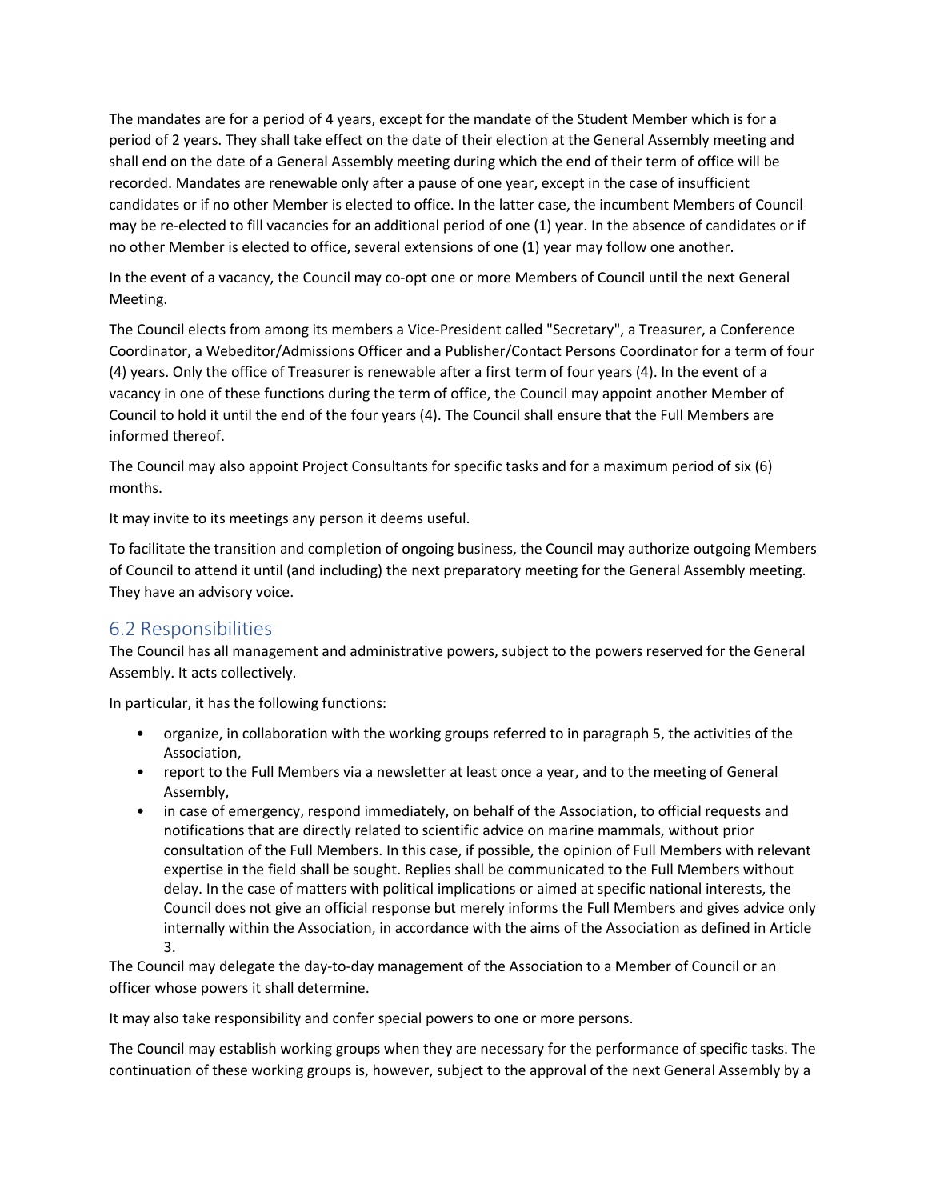The mandates are for a period of 4 years, except for the mandate of the Student Member which is for a period of 2 years. They shall take effect on the date of their election at the General Assembly meeting and shall end on the date of a General Assembly meeting during which the end of their term of office will be recorded. Mandates are renewable only after a pause of one year, except in the case of insufficient candidates or if no other Member is elected to office. In the latter case, the incumbent Members of Council may be re-elected to fill vacancies for an additional period of one (1) year. In the absence of candidates or if no other Member is elected to office, several extensions of one (1) year may follow one another.

In the event of a vacancy, the Council may co-opt one or more Members of Council until the next General Meeting.

The Council elects from among its members a Vice-President called "Secretary", a Treasurer, a Conference Coordinator, a Webeditor/Admissions Officer and a Publisher/Contact Persons Coordinator for a term of four (4) years. Only the office of Treasurer is renewable after a first term of four years (4). In the event of a vacancy in one of these functions during the term of office, the Council may appoint another Member of Council to hold it until the end of the four years (4). The Council shall ensure that the Full Members are informed thereof.

The Council may also appoint Project Consultants for specific tasks and for a maximum period of six (6) months.

It may invite to its meetings any person it deems useful.

To facilitate the transition and completion of ongoing business, the Council may authorize outgoing Members of Council to attend it until (and including) the next preparatory meeting for the General Assembly meeting. They have an advisory voice.

## 6.2 Responsibilities

The Council has all management and administrative powers, subject to the powers reserved for the General Assembly. It acts collectively.

In particular, it has the following functions:

- organize, in collaboration with the working groups referred to in paragraph 5, the activities of the Association,
- report to the Full Members via a newsletter at least once a year, and to the meeting of General Assembly,
- in case of emergency, respond immediately, on behalf of the Association, to official requests and notifications that are directly related to scientific advice on marine mammals, without prior consultation of the Full Members. In this case, if possible, the opinion of Full Members with relevant expertise in the field shall be sought. Replies shall be communicated to the Full Members without delay. In the case of matters with political implications or aimed at specific national interests, the Council does not give an official response but merely informs the Full Members and gives advice only internally within the Association, in accordance with the aims of the Association as defined in Article 3.

The Council may delegate the day-to-day management of the Association to a Member of Council or an officer whose powers it shall determine.

It may also take responsibility and confer special powers to one or more persons.

The Council may establish working groups when they are necessary for the performance of specific tasks. The continuation of these working groups is, however, subject to the approval of the next General Assembly by a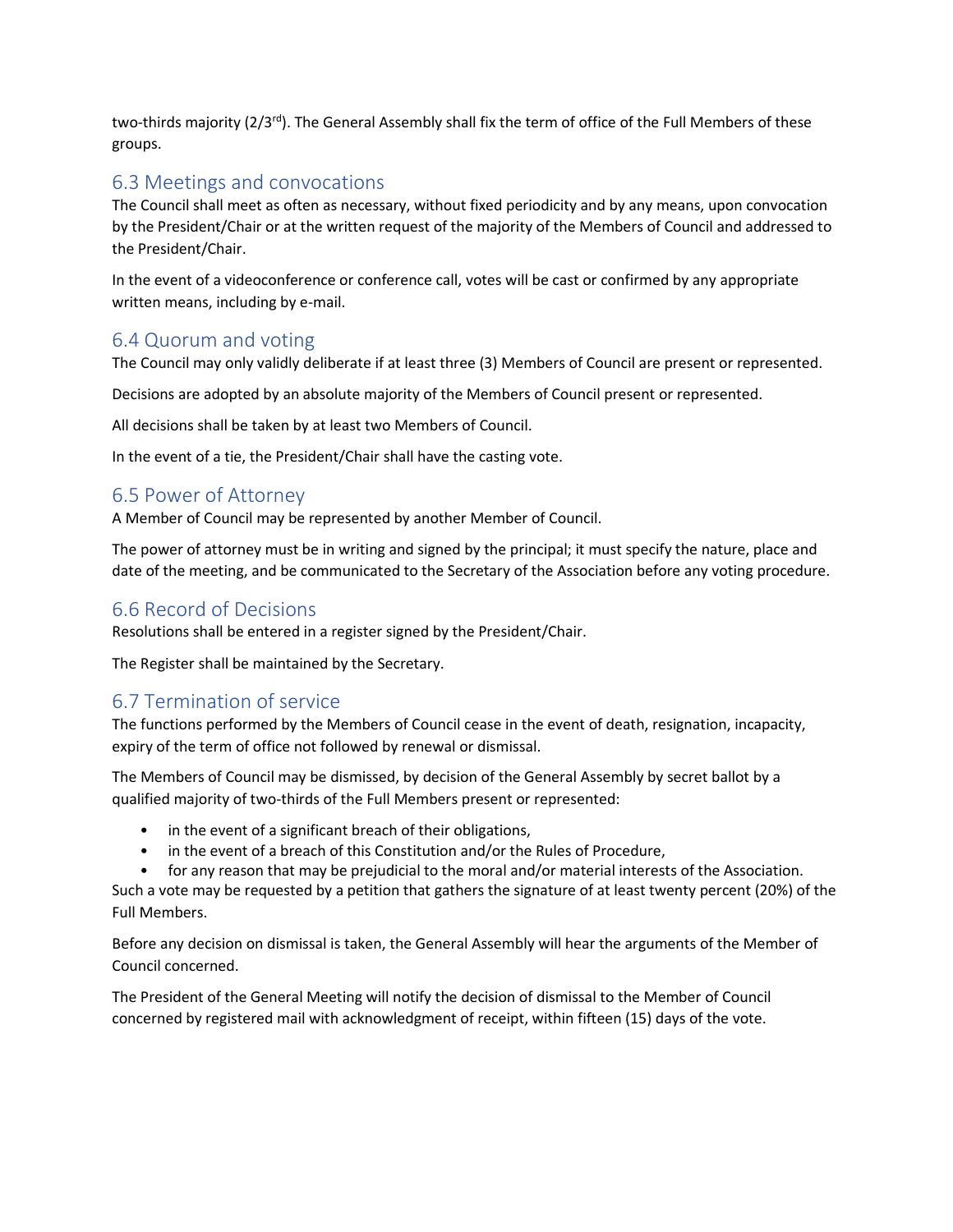two-thirds majority (2/3rd). The General Assembly shall fix the term of office of the Full Members of these groups.

## 6.3 Meetings and convocations

The Council shall meet as often as necessary, without fixed periodicity and by any means, upon convocation by the President/Chair or at the written request of the majority of the Members of Council and addressed to the President/Chair.

In the event of a videoconference or conference call, votes will be cast or confirmed by any appropriate written means, including by e-mail.

## 6.4 Quorum and voting

The Council may only validly deliberate if at least three (3) Members of Council are present or represented.

Decisions are adopted by an absolute majority of the Members of Council present or represented.

All decisions shall be taken by at least two Members of Council.

In the event of a tie, the President/Chair shall have the casting vote.

## 6.5 Power of Attorney

A Member of Council may be represented by another Member of Council.

The power of attorney must be in writing and signed by the principal; it must specify the nature, place and date of the meeting, and be communicated to the Secretary of the Association before any voting procedure.

## 6.6 Record of Decisions

Resolutions shall be entered in a register signed by the President/Chair.

The Register shall be maintained by the Secretary.

## 6.7 Termination of service

The functions performed by the Members of Council cease in the event of death, resignation, incapacity, expiry of the term of office not followed by renewal or dismissal.

The Members of Council may be dismissed, by decision of the General Assembly by secret ballot by a qualified majority of two-thirds of the Full Members present or represented:

- in the event of a significant breach of their obligations,
- in the event of a breach of this Constitution and/or the Rules of Procedure,
- for any reason that may be prejudicial to the moral and/or material interests of the Association.

Such a vote may be requested by a petition that gathers the signature of at least twenty percent (20%) of the Full Members.

Before any decision on dismissal is taken, the General Assembly will hear the arguments of the Member of Council concerned.

The President of the General Meeting will notify the decision of dismissal to the Member of Council concerned by registered mail with acknowledgment of receipt, within fifteen (15) days of the vote.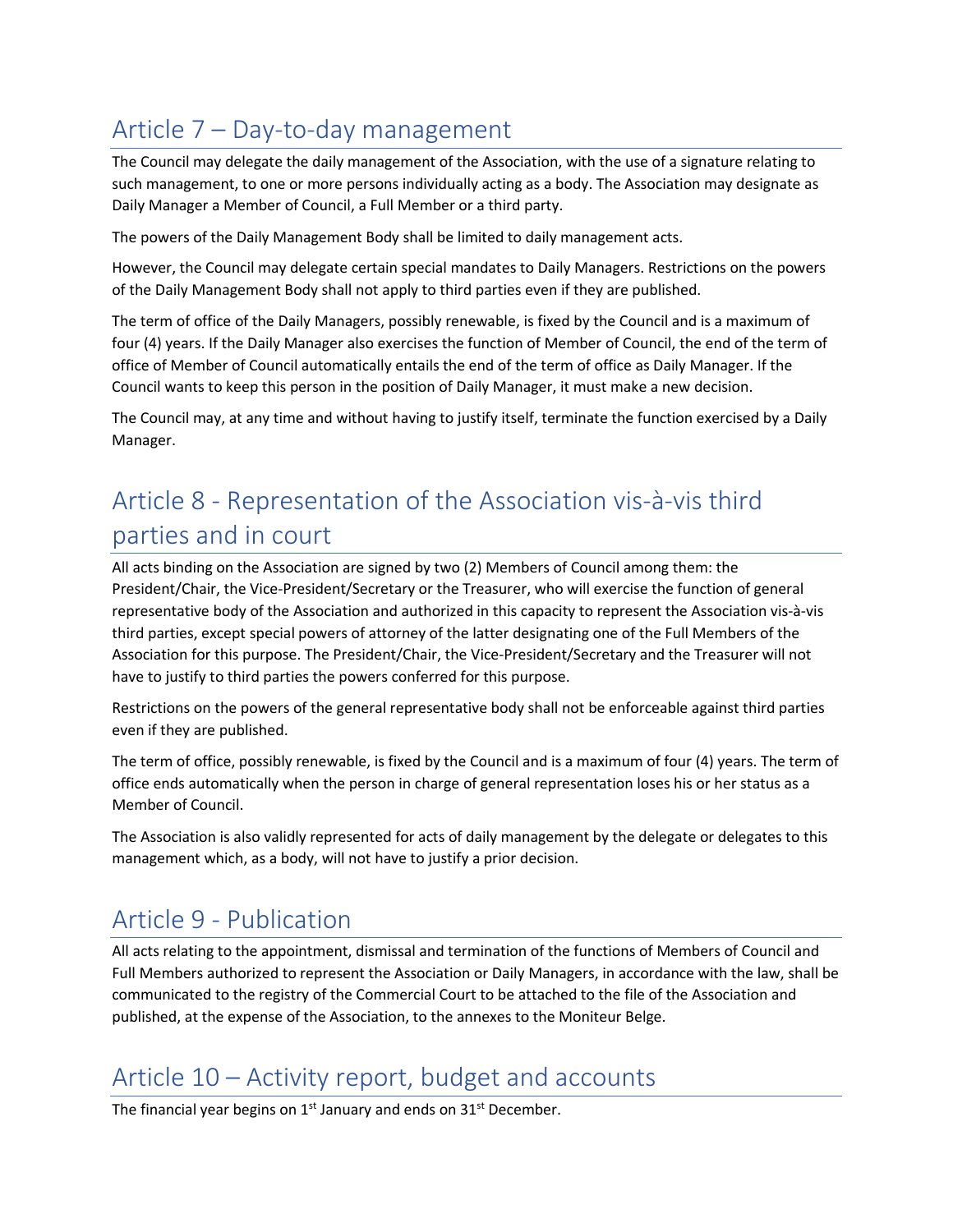## Article 7 – Day-to-day management

The Council may delegate the daily management of the Association, with the use of a signature relating to such management, to one or more persons individually acting as a body. The Association may designate as Daily Manager a Member of Council, a Full Member or a third party.

The powers of the Daily Management Body shall be limited to daily management acts.

However, the Council may delegate certain special mandates to Daily Managers. Restrictions on the powers of the Daily Management Body shall not apply to third parties even if they are published.

The term of office of the Daily Managers, possibly renewable, is fixed by the Council and is a maximum of four (4) years. If the Daily Manager also exercises the function of Member of Council, the end of the term of office of Member of Council automatically entails the end of the term of office as Daily Manager. If the Council wants to keep this person in the position of Daily Manager, it must make a new decision.

The Council may, at any time and without having to justify itself, terminate the function exercised by a Daily Manager.

## Article 8 - Representation of the Association vis-à-vis third parties and in court

All acts binding on the Association are signed by two (2) Members of Council among them: the President/Chair, the Vice-President/Secretary or the Treasurer, who will exercise the function of general representative body of the Association and authorized in this capacity to represent the Association vis-à-vis third parties, except special powers of attorney of the latter designating one of the Full Members of the Association for this purpose. The President/Chair, the Vice-President/Secretary and the Treasurer will not have to justify to third parties the powers conferred for this purpose.

Restrictions on the powers of the general representative body shall not be enforceable against third parties even if they are published.

The term of office, possibly renewable, is fixed by the Council and is a maximum of four (4) years. The term of office ends automatically when the person in charge of general representation loses his or her status as a Member of Council.

The Association is also validly represented for acts of daily management by the delegate or delegates to this management which, as a body, will not have to justify a prior decision.

## Article 9 - Publication

All acts relating to the appointment, dismissal and termination of the functions of Members of Council and Full Members authorized to represent the Association or Daily Managers, in accordance with the law, shall be communicated to the registry of the Commercial Court to be attached to the file of the Association and published, at the expense of the Association, to the annexes to the Moniteur Belge.

## Article 10 – Activity report, budget and accounts

The financial year begins on 1st January and ends on 31st December.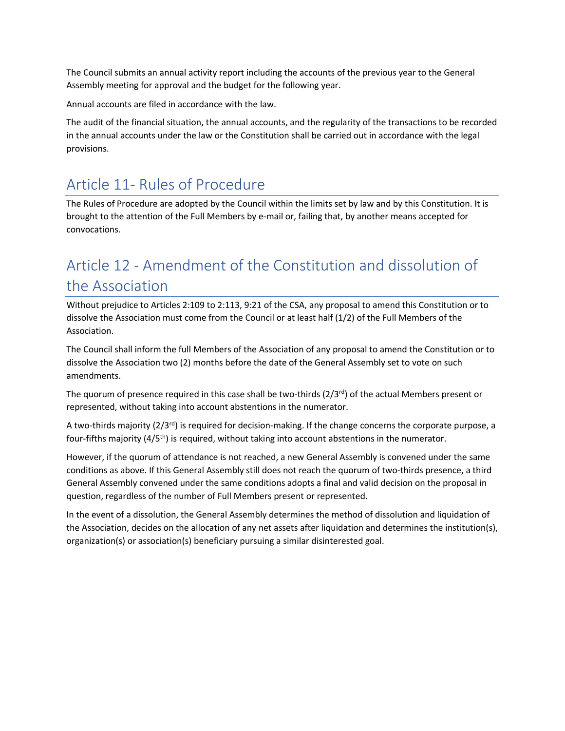The Council submits an annual activity report including the accounts of the previous year to the General Assembly meeting for approval and the budget for the following year.

Annual accounts are filed in accordance with the law.

The audit of the financial situation, the annual accounts, and the regularity of the transactions to be recorded in the annual accounts under the law or the Constitution shall be carried out in accordance with the legal provisions.

## Article 11- Rules of Procedure

The Rules of Procedure are adopted by the Council within the limits set by law and by this Constitution. It is brought to the attention of the Full Members by e-mail or, failing that, by another means accepted for convocations.

## Article 12 - Amendment of the Constitution and dissolution of the Association

Without prejudice to Articles 2:109 to 2:113, 9:21 of the CSA, any proposal to amend this Constitution or to dissolve the Association must come from the Council or at least half (1/2) of the Full Members of the Association.

The Council shall inform the full Members of the Association of any proposal to amend the Constitution or to dissolve the Association two (2) months before the date of the General Assembly set to vote on such amendments.

The quorum of presence required in this case shall be two-thirds (2/3rd) of the actual Members present or represented, without taking into account abstentions in the numerator.

A two-thirds majority (2/3rd) is required for decision-making. If the change concerns the corporate purpose, a four-fifths majority (4/5th) is required, without taking into account abstentions in the numerator.

However, if the quorum of attendance is not reached, a new General Assembly is convened under the same conditions as above. If this General Assembly still does not reach the quorum of two-thirds presence, a third General Assembly convened under the same conditions adopts a final and valid decision on the proposal in question, regardless of the number of Full Members present or represented.

In the event of a dissolution, the General Assembly determines the method of dissolution and liquidation of the Association, decides on the allocation of any net assets after liquidation and determines the institution(s), organization(s) or association(s) beneficiary pursuing a similar disinterested goal.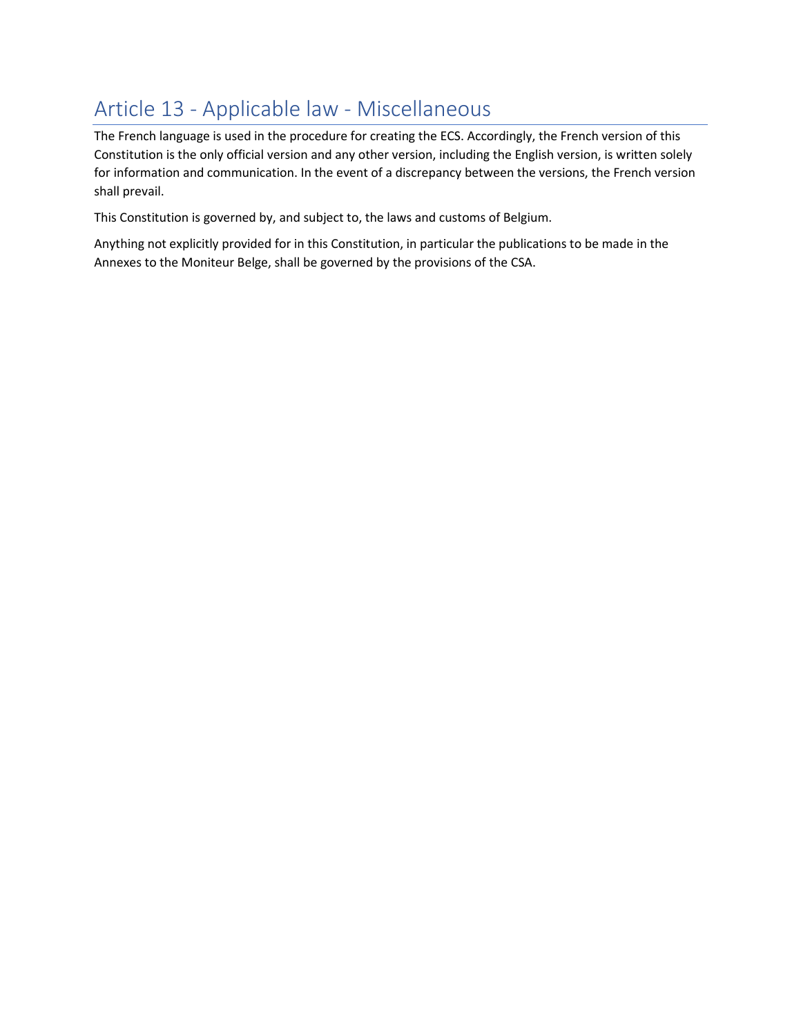## Article 13 - Applicable law - Miscellaneous

The French language is used in the procedure for creating the ECS. Accordingly, the French version of this Constitution is the only official version and any other version, including the English version, is written solely for information and communication. In the event of a discrepancy between the versions, the French version shall prevail.

This Constitution is governed by, and subject to, the laws and customs of Belgium.

Anything not explicitly provided for in this Constitution, in particular the publications to be made in the Annexes to the Moniteur Belge, shall be governed by the provisions of the CSA.